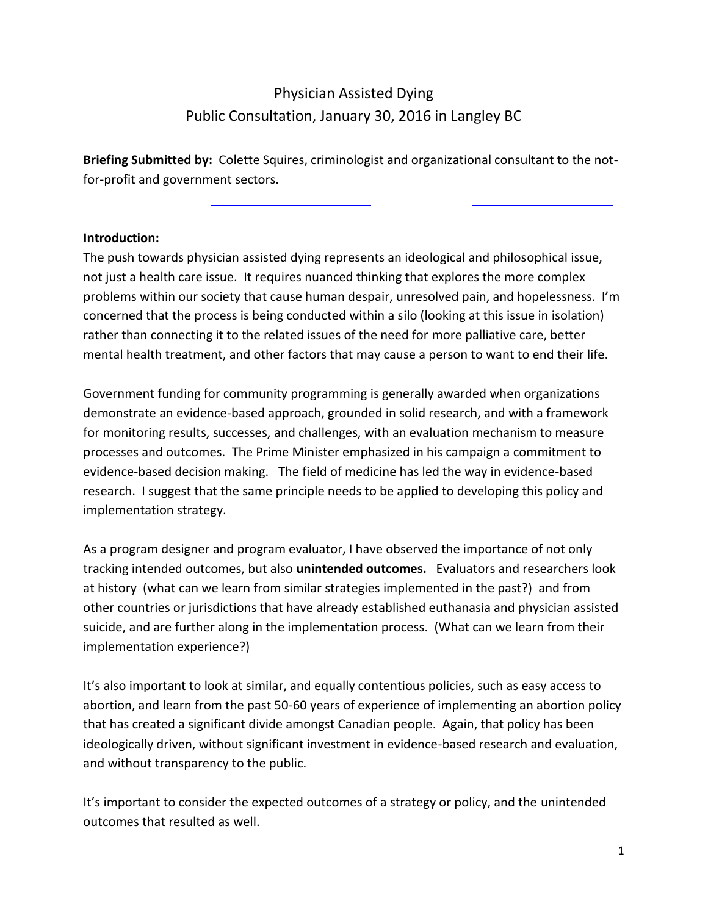# Physician Assisted Dying
## Public Consultation, January 30, 2016 in Langley BC

**Briefing Submitted by:** Colette Squires, criminologist and organizational consultant to the not-for-profit and government sectors.

**Introduction:**

The push towards physician assisted dying represents an ideological and philosophical issue, not just a health care issue. It requires nuanced thinking that explores the more complex problems within our society that cause human despair, unresolved pain, and hopelessness. I'm concerned that the process is being conducted within a silo (looking at this issue in isolation) rather than connecting it to the related issues of the need for more palliative care, better mental health treatment, and other factors that may cause a person to want to end their life.

Government funding for community programming is generally awarded when organizations demonstrate an evidence-based approach, grounded in solid research, and with a framework for monitoring results, successes, and challenges, with an evaluation mechanism to measure processes and outcomes. The Prime Minister emphasized in his campaign a commitment to evidence-based decision making. The field of medicine has led the way in evidence-based research. I suggest that the same principle needs to be applied to developing this policy and implementation strategy.

As a program designer and program evaluator, I have observed the importance of not only tracking intended outcomes, but also **unintended outcomes.** Evaluators and researchers look at history (what can we learn from similar strategies implemented in the past?) and from other countries or jurisdictions that have already established euthanasia and physician assisted suicide, and are further along in the implementation process. (What can we learn from their implementation experience?)

It's also important to look at similar, and equally contentious policies, such as easy access to abortion, and learn from the past 50-60 years of experience of implementing an abortion policy that has created a significant divide amongst Canadian people. Again, that policy has been ideologically driven, without significant investment in evidence-based research and evaluation, and without transparency to the public.

It's important to consider the expected outcomes of a strategy or policy, and the unintended outcomes that resulted as well.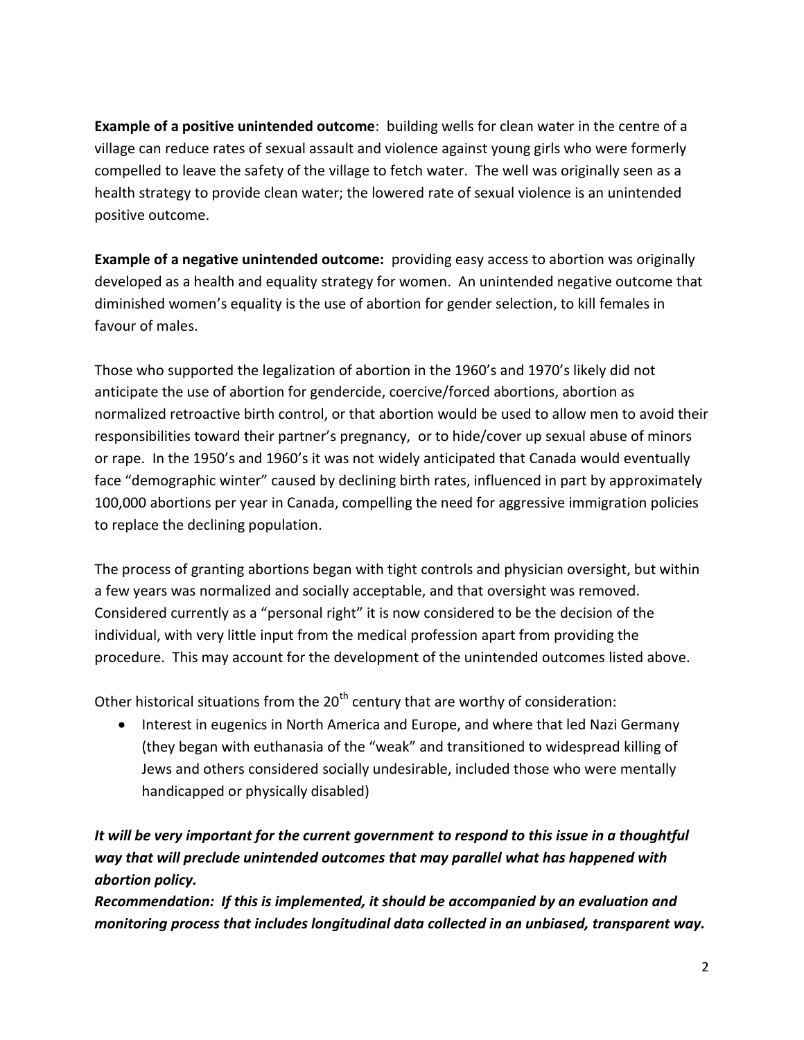**Example of a positive unintended outcome**: building wells for clean water in the centre of a village can reduce rates of sexual assault and violence against young girls who were formerly compelled to leave the safety of the village to fetch water. The well was originally seen as a health strategy to provide clean water; the lowered rate of sexual violence is an unintended positive outcome.

**Example of a negative unintended outcome:** providing easy access to abortion was originally developed as a health and equality strategy for women. An unintended negative outcome that diminished women's equality is the use of abortion for gender selection, to kill females in favour of males.

Those who supported the legalization of abortion in the 1960's and 1970's likely did not anticipate the use of abortion for gendercide, coercive/forced abortions, abortion as normalized retroactive birth control, or that abortion would be used to allow men to avoid their responsibilities toward their partner's pregnancy, or to hide/cover up sexual abuse of minors or rape. In the 1950's and 1960's it was not widely anticipated that Canada would eventually face "demographic winter" caused by declining birth rates, influenced in part by approximately 100,000 abortions per year in Canada, compelling the need for aggressive immigration policies to replace the declining population.

The process of granting abortions began with tight controls and physician oversight, but within a few years was normalized and socially acceptable, and that oversight was removed. Considered currently as a "personal right" it is now considered to be the decision of the individual, with very little input from the medical profession apart from providing the procedure. This may account for the development of the unintended outcomes listed above.

Other historical situations from the 20th century that are worthy of consideration:

- Interest in eugenics in North America and Europe, and where that led Nazi Germany (they began with euthanasia of the "weak" and transitioned to widespread killing of Jews and others considered socially undesirable, included those who were mentally handicapped or physically disabled)

***It will be very important for the current government to respond to this issue in a thoughtful way that will preclude unintended outcomes that may parallel what has happened with abortion policy.***

***Recommendation: If this is implemented, it should be accompanied by an evaluation and monitoring process that includes longitudinal data collected in an unbiased, transparent way.***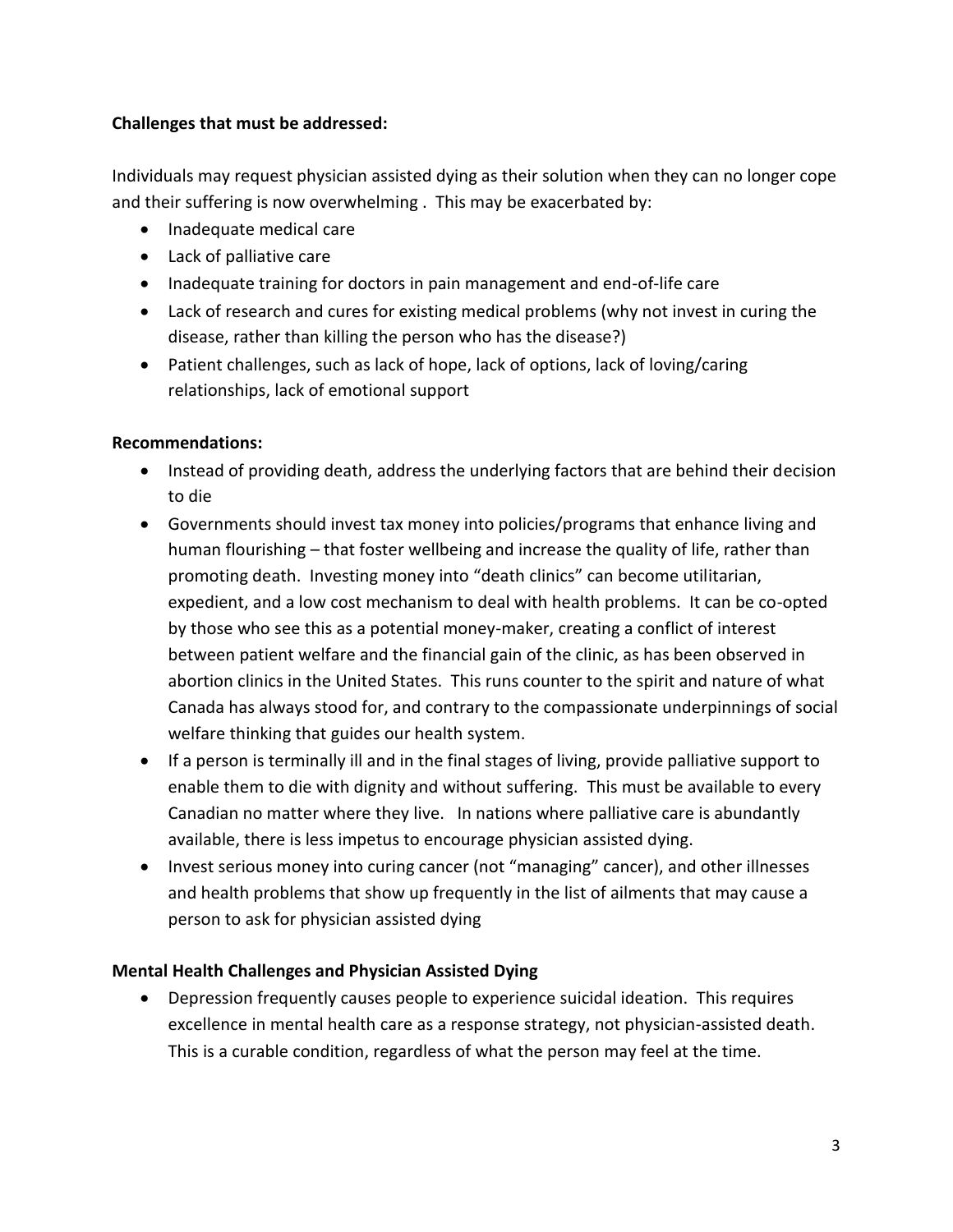**Challenges that must be addressed:**

Individuals may request physician assisted dying as their solution when they can no longer cope and their suffering is now overwhelming . This may be exacerbated by:

- Inadequate medical care
- Lack of palliative care
- Inadequate training for doctors in pain management and end-of-life care
- Lack of research and cures for existing medical problems (why not invest in curing the disease, rather than killing the person who has the disease?)
- Patient challenges, such as lack of hope, lack of options, lack of loving/caring relationships, lack of emotional support

**Recommendations:**

- Instead of providing death, address the underlying factors that are behind their decision to die
- Governments should invest tax money into policies/programs that enhance living and human flourishing – that foster wellbeing and increase the quality of life, rather than promoting death. Investing money into "death clinics" can become utilitarian, expedient, and a low cost mechanism to deal with health problems. It can be co-opted by those who see this as a potential money-maker, creating a conflict of interest between patient welfare and the financial gain of the clinic, as has been observed in abortion clinics in the United States. This runs counter to the spirit and nature of what Canada has always stood for, and contrary to the compassionate underpinnings of social welfare thinking that guides our health system.
- If a person is terminally ill and in the final stages of living, provide palliative support to enable them to die with dignity and without suffering. This must be available to every Canadian no matter where they live. In nations where palliative care is abundantly available, there is less impetus to encourage physician assisted dying.
- Invest serious money into curing cancer (not "managing" cancer), and other illnesses and health problems that show up frequently in the list of ailments that may cause a person to ask for physician assisted dying

**Mental Health Challenges and Physician Assisted Dying**

- Depression frequently causes people to experience suicidal ideation. This requires excellence in mental health care as a response strategy, not physician-assisted death. This is a curable condition, regardless of what the person may feel at the time.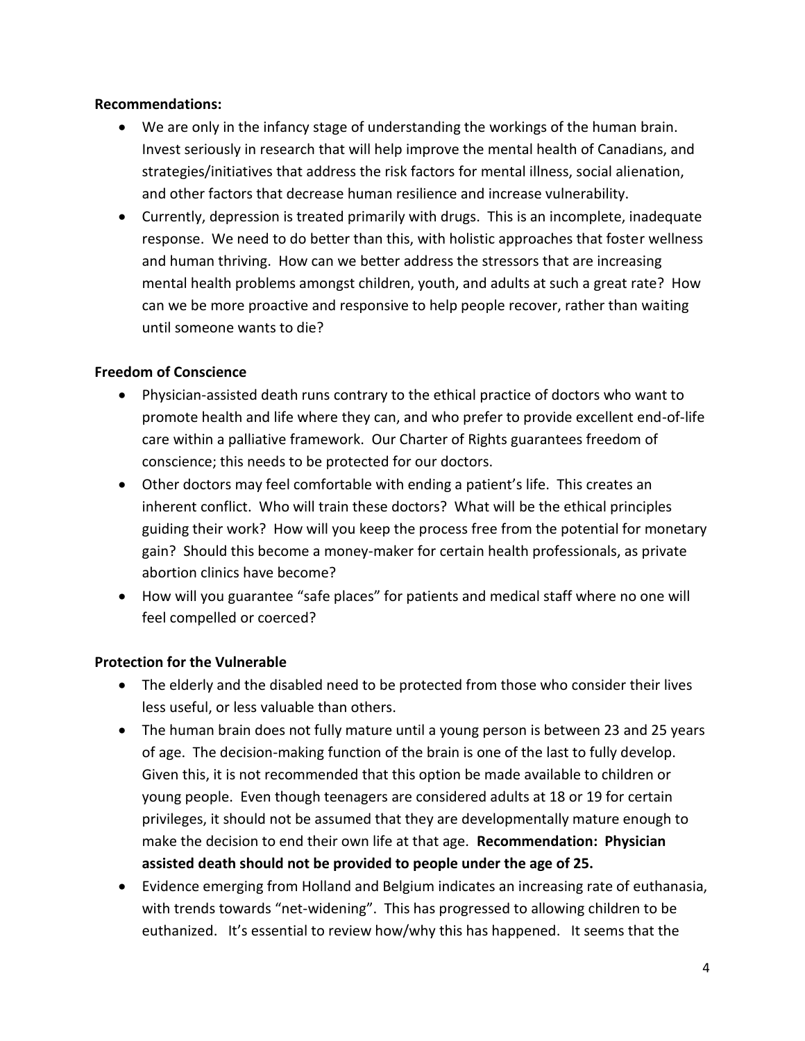**Recommendations:**

- We are only in the infancy stage of understanding the workings of the human brain. Invest seriously in research that will help improve the mental health of Canadians, and strategies/initiatives that address the risk factors for mental illness, social alienation, and other factors that decrease human resilience and increase vulnerability.
- Currently, depression is treated primarily with drugs. This is an incomplete, inadequate response. We need to do better than this, with holistic approaches that foster wellness and human thriving. How can we better address the stressors that are increasing mental health problems amongst children, youth, and adults at such a great rate? How can we be more proactive and responsive to help people recover, rather than waiting until someone wants to die?

**Freedom of Conscience**

- Physician-assisted death runs contrary to the ethical practice of doctors who want to promote health and life where they can, and who prefer to provide excellent end-of-life care within a palliative framework. Our Charter of Rights guarantees freedom of conscience; this needs to be protected for our doctors.
- Other doctors may feel comfortable with ending a patient's life. This creates an inherent conflict. Who will train these doctors? What will be the ethical principles guiding their work? How will you keep the process free from the potential for monetary gain? Should this become a money-maker for certain health professionals, as private abortion clinics have become?
- How will you guarantee "safe places" for patients and medical staff where no one will feel compelled or coerced?

**Protection for the Vulnerable**

- The elderly and the disabled need to be protected from those who consider their lives less useful, or less valuable than others.
- The human brain does not fully mature until a young person is between 23 and 25 years of age. The decision-making function of the brain is one of the last to fully develop. Given this, it is not recommended that this option be made available to children or young people. Even though teenagers are considered adults at 18 or 19 for certain privileges, it should not be assumed that they are developmentally mature enough to make the decision to end their own life at that age. **Recommendation: Physician assisted death should not be provided to people under the age of 25.**
- Evidence emerging from Holland and Belgium indicates an increasing rate of euthanasia, with trends towards "net-widening". This has progressed to allowing children to be euthanized. It's essential to review how/why this has happened. It seems that the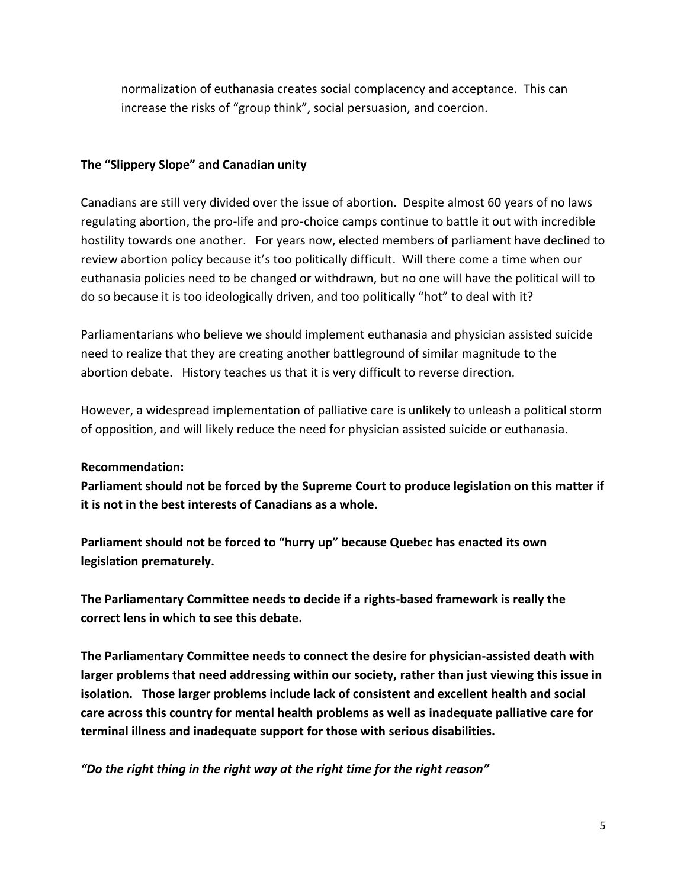normalization of euthanasia creates social complacency and acceptance. This can increase the risks of "group think", social persuasion, and coercion.

**The "Slippery Slope" and Canadian unity**

Canadians are still very divided over the issue of abortion. Despite almost 60 years of no laws regulating abortion, the pro-life and pro-choice camps continue to battle it out with incredible hostility towards one another. For years now, elected members of parliament have declined to review abortion policy because it's too politically difficult. Will there come a time when our euthanasia policies need to be changed or withdrawn, but no one will have the political will to do so because it is too ideologically driven, and too politically "hot" to deal with it?

Parliamentarians who believe we should implement euthanasia and physician assisted suicide need to realize that they are creating another battleground of similar magnitude to the abortion debate. History teaches us that it is very difficult to reverse direction.

However, a widespread implementation of palliative care is unlikely to unleash a political storm of opposition, and will likely reduce the need for physician assisted suicide or euthanasia.

**Recommendation:**

**Parliament should not be forced by the Supreme Court to produce legislation on this matter if it is not in the best interests of Canadians as a whole.**

**Parliament should not be forced to "hurry up" because Quebec has enacted its own legislation prematurely.**

**The Parliamentary Committee needs to decide if a rights-based framework is really the correct lens in which to see this debate.**

**The Parliamentary Committee needs to connect the desire for physician-assisted death with larger problems that need addressing within our society, rather than just viewing this issue in isolation. Those larger problems include lack of consistent and excellent health and social care across this country for mental health problems as well as inadequate palliative care for terminal illness and inadequate support for those with serious disabilities.**

***"Do the right thing in the right way at the right time for the right reason"***